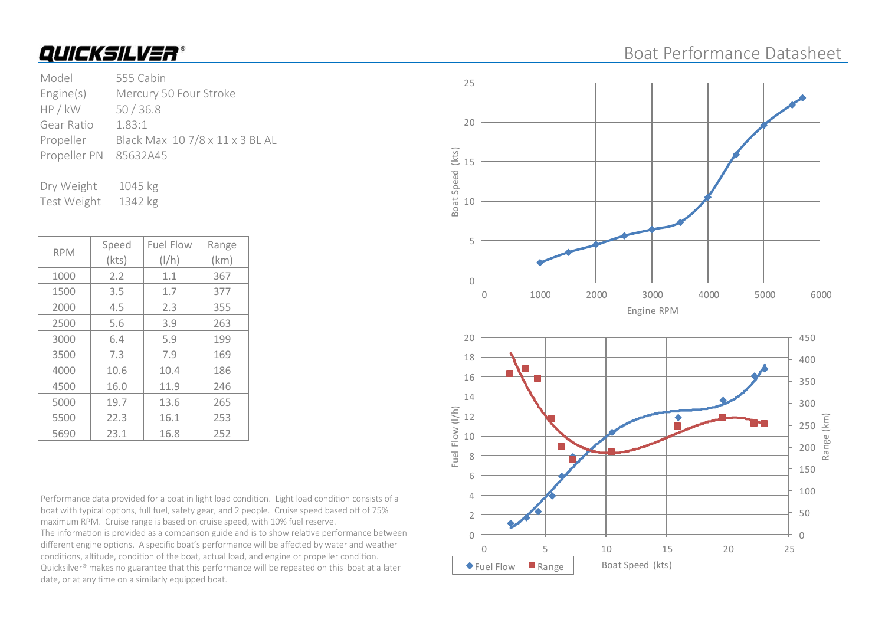# QUICKSILVER®

## Boat Performance Datasheet

| | |
|---|---|
| Model | 555 Cabin |
| Engine(s) | Mercury 50 Four Stroke |
| HP / kW | 50 / 36.8 |
| Gear Ratio | 1.83:1 |
| Propeller | Black Max 10 7/8 x 11 x 3 BL AL |
| Propeller PN | 85632A45 |

| | |
|---|---|
| Dry Weight | 1045 kg |
| Test Weight | 1342 kg |

| RPM | Speed (kts) | Fuel Flow (l/h) | Range (km) |
|---|---|---|---|
| 1000 | 2.2 | 1.1 | 367 |
| 1500 | 3.5 | 1.7 | 377 |
| 2000 | 4.5 | 2.3 | 355 |
| 2500 | 5.6 | 3.9 | 263 |
| 3000 | 6.4 | 5.9 | 199 |
| 3500 | 7.3 | 7.9 | 169 |
| 4000 | 10.6 | 10.4 | 186 |
| 4500 | 16.0 | 11.9 | 246 |
| 5000 | 19.7 | 13.6 | 265 |
| 5500 | 22.3 | 16.1 | 253 |
| 5690 | 23.1 | 16.8 | 252 |

Performance data provided for a boat in light load condition. Light load condition consists of a boat with typical options, full fuel, safety gear, and 2 people. Cruise speed based off of 75% maximum RPM. Cruise range is based on cruise speed, with 10% fuel reserve.
The information is provided as a comparison guide and is to show relative performance between different engine options. A specific boat's performance will be affected by water and weather conditions, altitude, condition of the boat, actual load, and engine or propeller condition. Quicksilver® makes no guarantee that this performance will be repeated on this boat at a later date, or at any time on a similarly equipped boat.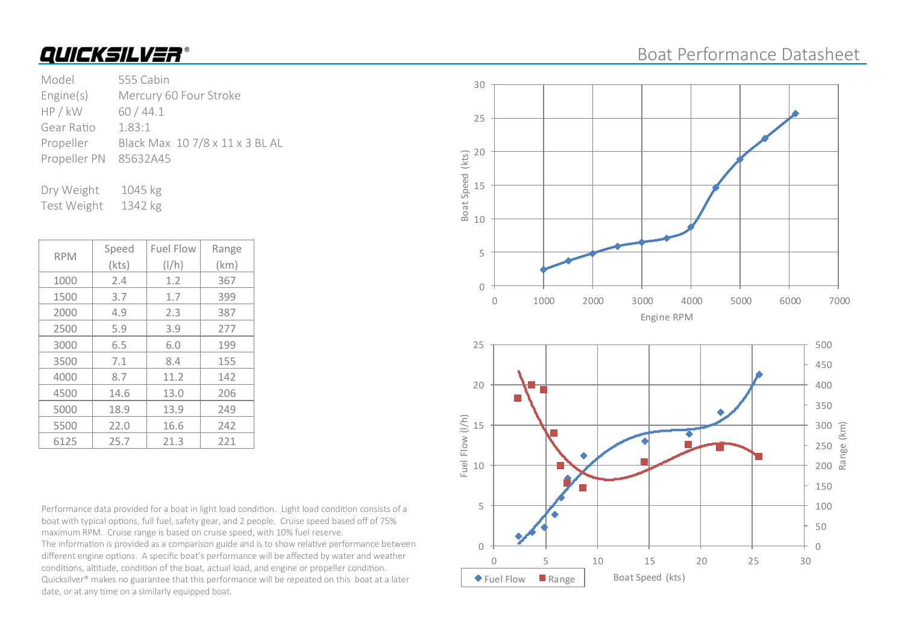# QUICKSILVER®

## Boat Performance Datasheet

Model 555 Cabin
Engine(s) Mercury 60 Four Stroke
HP / kW 60 / 44.1
Gear Ratio 1.83:1
Propeller Black Max 10 7/8 x 11 x 3 BL AL
Propeller PN 85632A45

Dry Weight 1045 kg
Test Weight 1342 kg

| RPM | Speed (kts) | Fuel Flow (l/h) | Range (km) |
|---|---|---|---|
| 1000 | 2.4 | 1.2 | 367 |
| 1500 | 3.7 | 1.7 | 399 |
| 2000 | 4.9 | 2.3 | 387 |
| 2500 | 5.9 | 3.9 | 277 |
| 3000 | 6.5 | 6.0 | 199 |
| 3500 | 7.1 | 8.4 | 155 |
| 4000 | 8.7 | 11.2 | 142 |
| 4500 | 14.6 | 13.0 | 206 |
| 5000 | 18.9 | 13.9 | 249 |
| 5500 | 22.0 | 16.6 | 242 |
| 6125 | 25.7 | 21.3 | 221 |

Performance data provided for a boat in light load condition. Light load condition consists of a boat with typical options, full fuel, safety gear, and 2 people. Cruise speed based off of 75% maximum RPM. Cruise range is based on cruise speed, with 10% fuel reserve.
The information is provided as a comparison guide and is to show relative performance between different engine options. A specific boat's performance will be affected by water and weather conditions, altitude, condition of the boat, actual load, and engine or propeller condition. Quicksilver® makes no guarantee that this performance will be repeated on this boat at a later date, or at any time on a similarly equipped boat.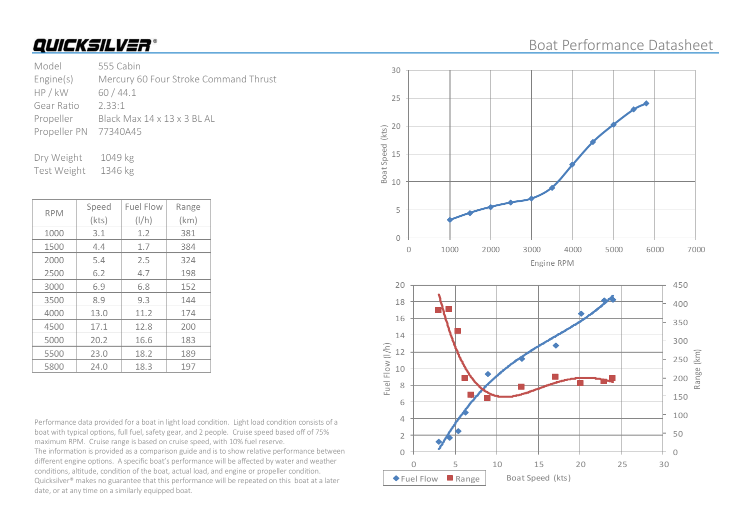# QUICKSILVER®

## Boat Performance Datasheet

| | |
|---|---|
| Model | 555 Cabin |
| Engine(s) | Mercury 60 Four Stroke Command Thrust |
| HP / kW | 60 / 44.1 |
| Gear Ratio | 2.33:1 |
| Propeller | Black Max 14 x 13 x 3 BL AL |
| Propeller PN | 77340A45 |

| | |
|---|---|
| Dry Weight | 1049 kg |
| Test Weight | 1346 kg |

| RPM | Speed (kts) | Fuel Flow (l/h) | Range (km) |
|---|---|---|---|
| 1000 | 3.1 | 1.2 | 381 |
| 1500 | 4.4 | 1.7 | 384 |
| 2000 | 5.4 | 2.5 | 324 |
| 2500 | 6.2 | 4.7 | 198 |
| 3000 | 6.9 | 6.8 | 152 |
| 3500 | 8.9 | 9.3 | 144 |
| 4000 | 13.0 | 11.2 | 174 |
| 4500 | 17.1 | 12.8 | 200 |
| 5000 | 20.2 | 16.6 | 183 |
| 5500 | 23.0 | 18.2 | 189 |
| 5800 | 24.0 | 18.3 | 197 |

Performance data provided for a boat in light load condition. Light load condition consists of a boat with typical options, full fuel, safety gear, and 2 people. Cruise speed based off of 75% maximum RPM. Cruise range is based on cruise speed, with 10% fuel reserve.
The information is provided as a comparison guide and is to show relative performance between different engine options. A specific boat's performance will be affected by water and weather conditions, altitude, condition of the boat, actual load, and engine or propeller condition. Quicksilver® makes no guarantee that this performance will be repeated on this boat at a later date, or at any time on a similarly equipped boat.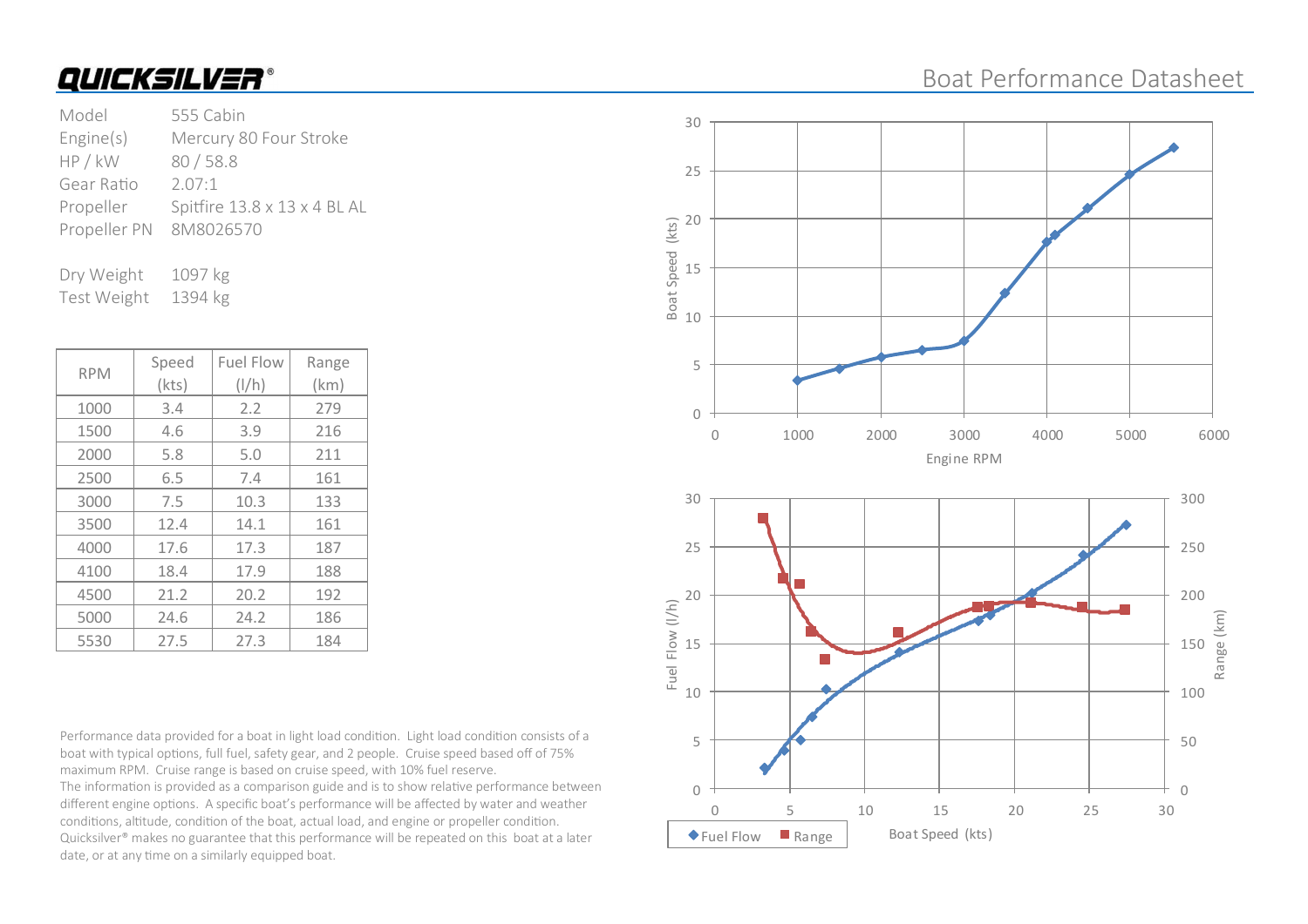# QUICKSILVER®

## Boat Performance Datasheet

| | |
|---|---|
| Model | 555 Cabin |
| Engine(s) | Mercury 80 Four Stroke |
| HP / kW | 80 / 58.8 |
| Gear Ratio | 2.07:1 |
| Propeller | Spitfire 13.8 x 13 x 4 BL AL |
| Propeller PN | 8M8026570 |

| | |
|---|---|
| Dry Weight | 1097 kg |
| Test Weight | 1394 kg |

| RPM | Speed (kts) | Fuel Flow (l/h) | Range (km) |
|---|---|---|---|
| 1000 | 3.4 | 2.2 | 279 |
| 1500 | 4.6 | 3.9 | 216 |
| 2000 | 5.8 | 5.0 | 211 |
| 2500 | 6.5 | 7.4 | 161 |
| 3000 | 7.5 | 10.3 | 133 |
| 3500 | 12.4 | 14.1 | 161 |
| 4000 | 17.6 | 17.3 | 187 |
| 4100 | 18.4 | 17.9 | 188 |
| 4500 | 21.2 | 20.2 | 192 |
| 5000 | 24.6 | 24.2 | 186 |
| 5530 | 27.5 | 27.3 | 184 |

Performance data provided for a boat in light load condition. Light load condition consists of a boat with typical options, full fuel, safety gear, and 2 people. Cruise speed based off of 75% maximum RPM. Cruise range is based on cruise speed, with 10% fuel reserve.
The information is provided as a comparison guide and is to show relative performance between different engine options. A specific boat's performance will be affected by water and weather conditions, altitude, condition of the boat, actual load, and engine or propeller condition. Quicksilver® makes no guarantee that this performance will be repeated on this boat at a later date, or at any time on a similarly equipped boat.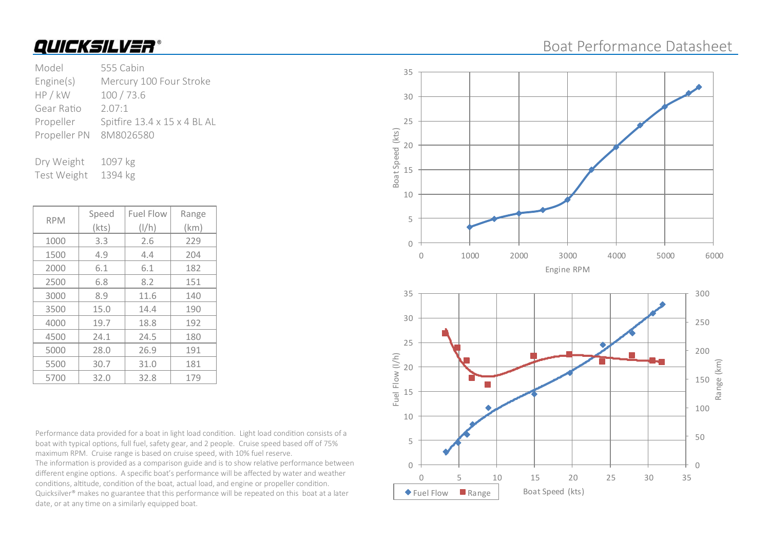**QUICKSILVER®**

# Boat Performance Datasheet

| | |
|---|---|
| Model | 555 Cabin |
| Engine(s) | Mercury 100 Four Stroke |
| HP / kW | 100 / 73.6 |
| Gear Ratio | 2.07:1 |
| Propeller | Spitfire 13.4 x 15 x 4 BL AL |
| Propeller PN | 8M8026580 |

| | |
|---|---|
| Dry Weight | 1097 kg |
| Test Weight | 1394 kg |

| RPM | Speed (kts) | Fuel Flow (l/h) | Range (km) |
|---|---|---|---|
| 1000 | 3.3 | 2.6 | 229 |
| 1500 | 4.9 | 4.4 | 204 |
| 2000 | 6.1 | 6.1 | 182 |
| 2500 | 6.8 | 8.2 | 151 |
| 3000 | 8.9 | 11.6 | 140 |
| 3500 | 15.0 | 14.4 | 190 |
| 4000 | 19.7 | 18.8 | 192 |
| 4500 | 24.1 | 24.5 | 180 |
| 5000 | 28.0 | 26.9 | 191 |
| 5500 | 30.7 | 31.0 | 181 |
| 5700 | 32.0 | 32.8 | 179 |

Performance data provided for a boat in light load condition. Light load condition consists of a boat with typical options, full fuel, safety gear, and 2 people. Cruise speed based off of 75% maximum RPM. Cruise range is based on cruise speed, with 10% fuel reserve.
The information is provided as a comparison guide and is to show relative performance between different engine options. A specific boat's performance will be affected by water and weather conditions, altitude, condition of the boat, actual load, and engine or propeller condition. Quicksilver® makes no guarantee that this performance will be repeated on this boat at a later date, or at any time on a similarly equipped boat.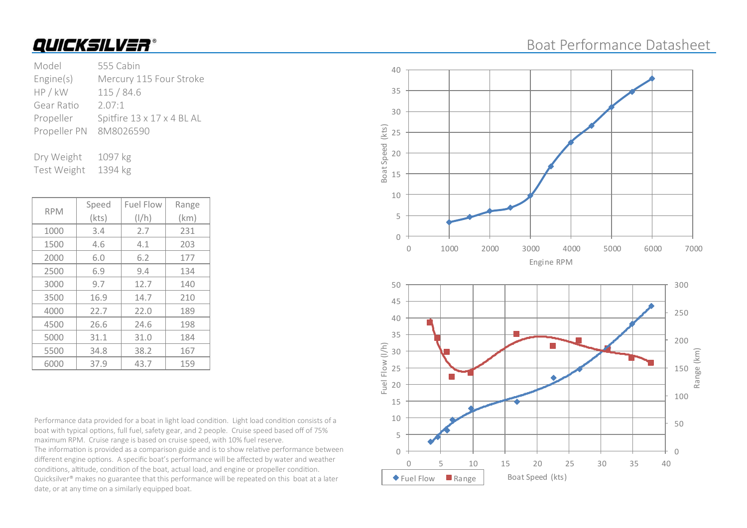**QUICKSILVER**®

# Boat Performance Datasheet

| | |
|---|---|
| Model | 555 Cabin |
| Engine(s) | Mercury 115 Four Stroke |
| HP / kW | 115 / 84.6 |
| Gear Ratio | 2.07:1 |
| Propeller | Spitfire 13 x 17 x 4 BL AL |
| Propeller PN | 8M8026590 |

| | |
|---|---|
| Dry Weight | 1097 kg |
| Test Weight | 1394 kg |

| RPM | Speed (kts) | Fuel Flow (l/h) | Range (km) |
|---|---|---|---|
| 1000 | 3.4 | 2.7 | 231 |
| 1500 | 4.6 | 4.1 | 203 |
| 2000 | 6.0 | 6.2 | 177 |
| 2500 | 6.9 | 9.4 | 134 |
| 3000 | 9.7 | 12.7 | 140 |
| 3500 | 16.9 | 14.7 | 210 |
| 4000 | 22.7 | 22.0 | 189 |
| 4500 | 26.6 | 24.6 | 198 |
| 5000 | 31.1 | 31.0 | 184 |
| 5500 | 34.8 | 38.2 | 167 |
| 6000 | 37.9 | 43.7 | 159 |

Performance data provided for a boat in light load condition. Light load condition consists of a boat with typical options, full fuel, safety gear, and 2 people. Cruise speed based off of 75% maximum RPM. Cruise range is based on cruise speed, with 10% fuel reserve.
The information is provided as a comparison guide and is to show relative performance between different engine options. A specific boat's performance will be affected by water and weather conditions, altitude, condition of the boat, actual load, and engine or propeller condition. Quicksilver® makes no guarantee that this performance will be repeated on this boat at a later date, or at any time on a similarly equipped boat.

Boat Speed (kts)
0 5 10 15 20 25 30 35 40
0 1000 2000 3000 4000 5000 6000 7000
Engine RPM

Fuel Flow (l/h)
0 5 10 15 20 25 30 35 40 45 50
Range (km)
0 50 100 150 200 250 300
0 5 10 15 20 25 30 35 40
Boat Speed (kts)
Fuel Flow
Range